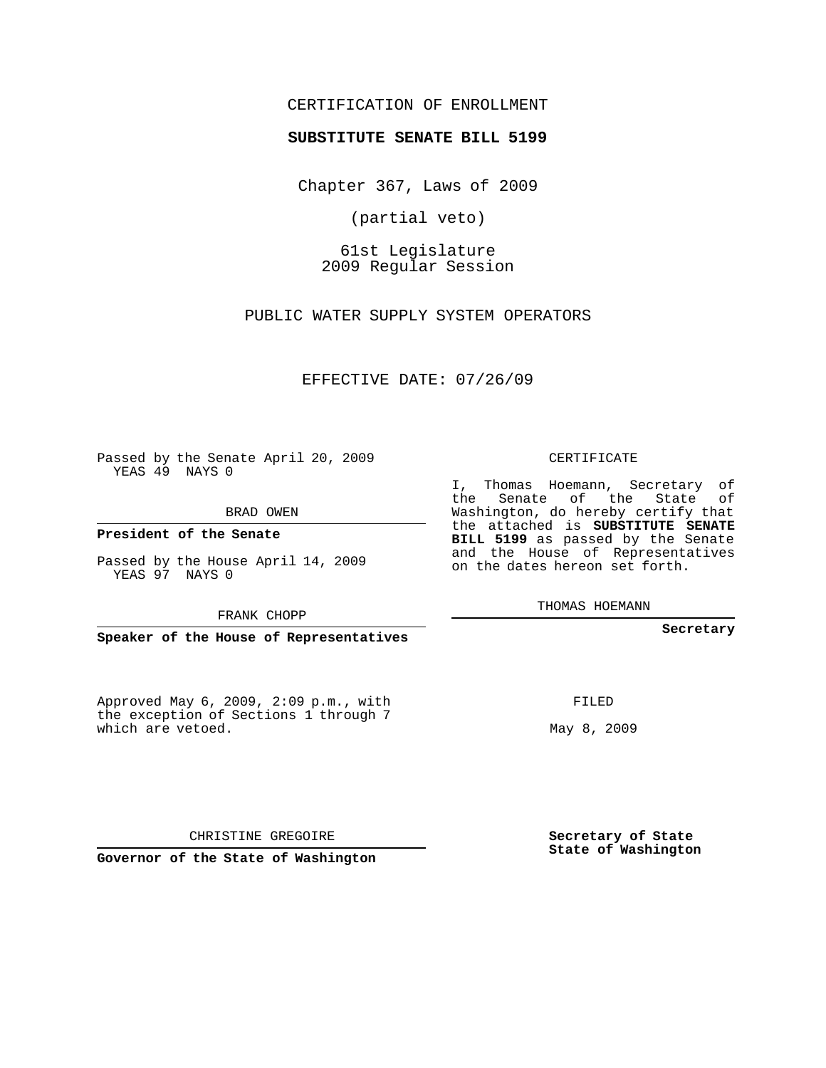CERTIFICATION OF ENROLLMENT

**SUBSTITUTE SENATE BILL 5199**

Chapter 367, Laws of 2009

(partial veto)

61st Legislature
2009 Regular Session

PUBLIC WATER SUPPLY SYSTEM OPERATORS

EFFECTIVE DATE: 07/26/09

Passed by the Senate April 20, 2009
YEAS 49 NAYS 0

BRAD OWEN

**President of the Senate**

Passed by the House April 14, 2009
YEAS 97 NAYS 0

FRANK CHOPP

**Speaker of the House of Representatives**

Approved May 6, 2009, 2:09 p.m., with the exception of Sections 1 through 7 which are vetoed.

CHRISTINE GREGOIRE

**Governor of the State of Washington**

CERTIFICATE

I, Thomas Hoemann, Secretary of the Senate of the State of Washington, do hereby certify that the attached is **SUBSTITUTE SENATE BILL 5199** as passed by the Senate and the House of Representatives on the dates hereon set forth.

THOMAS HOEMANN

**Secretary**

FILED

May 8, 2009

**Secretary of State**
**State of Washington**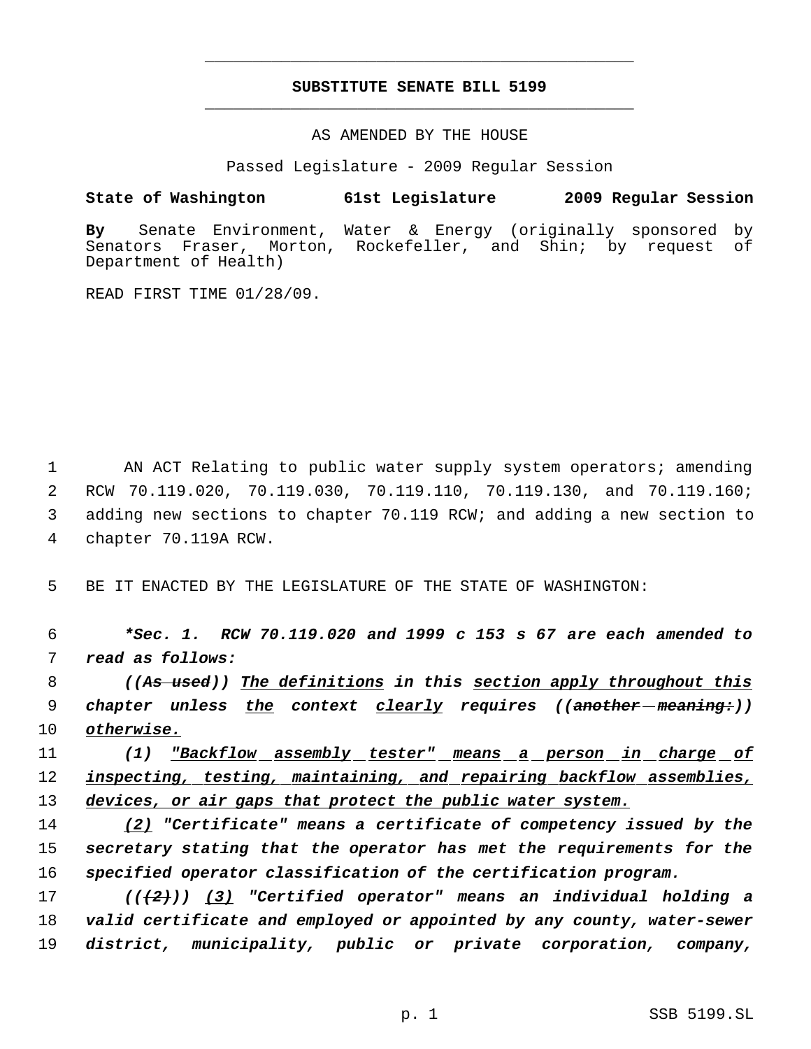# SUBSTITUTE SENATE BILL 5199

AS AMENDED BY THE HOUSE

Passed Legislature - 2009 Regular Session

**State of Washington 61st Legislature 2009 Regular Session**

**By** Senate Environment, Water & Energy (originally sponsored by Senators Fraser, Morton, Rockefeller, and Shin; by request of Department of Health)

READ FIRST TIME 01/28/09.

AN ACT Relating to public water supply system operators; amending RCW 70.119.020, 70.119.030, 70.119.110, 70.119.130, and 70.119.160; adding new sections to chapter 70.119 RCW; and adding a new section to chapter 70.119A RCW.

BE IT ENACTED BY THE LEGISLATURE OF THE STATE OF WASHINGTON:

***\*Sec. 1. RCW 70.119.020 and 1999 c 153 s 67 are each amended to read as follows:***

*((~~As used~~)) <u>The definitions</u> in this <u>section apply throughout this</u> chapter unless <u>the</u> context <u>clearly</u> requires ((~~another meaning:~~)) <u>otherwise.</u>*

*(1) <u>"Backflow assembly tester" means a person in charge of inspecting, testing, maintaining, and repairing backflow assemblies, devices, or air gaps that protect the public water system.</u>*

*<u>(2)</u> "Certificate" means a certificate of competency issued by the secretary stating that the operator has met the requirements for the specified operator classification of the certification program.*

*((~~(2)~~)) <u>(3)</u> "Certified operator" means an individual holding a valid certificate and employed or appointed by any county, water-sewer district, municipality, public or private corporation, company,*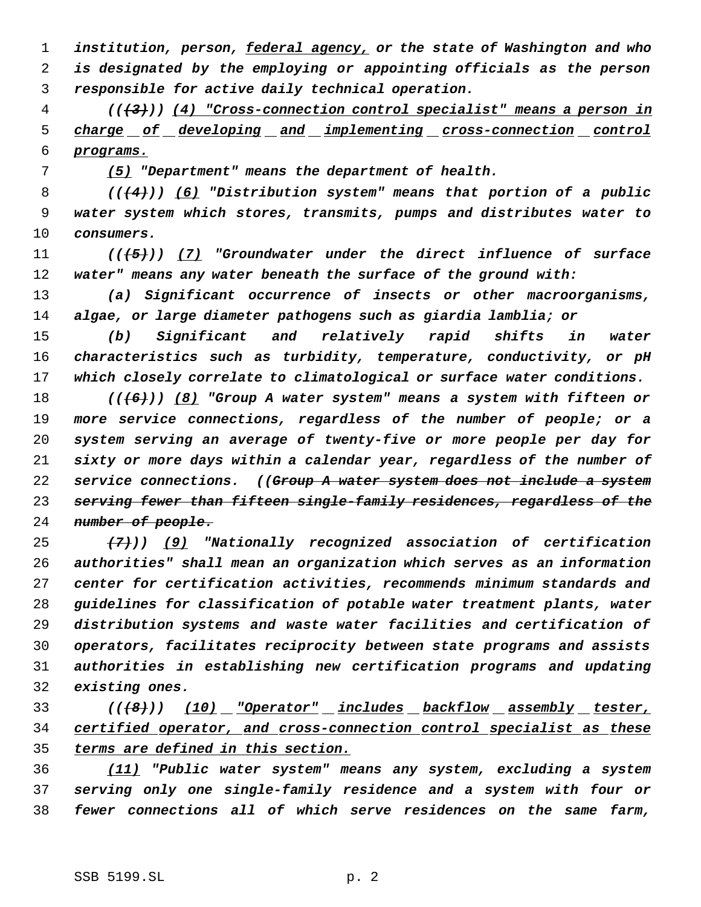*institution, person, federal agency, or the state of Washington and who is designated by the employing or appointing officials as the person responsible for active daily technical operation.*

*((~~(3)~~)) (4) "Cross-connection control specialist" means a person in charge of developing and implementing cross-connection control programs.*

*(5) "Department" means the department of health.*

*((~~(4)~~)) (6) "Distribution system" means that portion of a public water system which stores, transmits, pumps and distributes water to consumers.*

*((~~(5)~~)) (7) "Groundwater under the direct influence of surface water" means any water beneath the surface of the ground with:*

*(a) Significant occurrence of insects or other macroorganisms, algae, or large diameter pathogens such as giardia lamblia; or*

*(b) Significant and relatively rapid shifts in water characteristics such as turbidity, temperature, conductivity, or pH which closely correlate to climatological or surface water conditions.*

*((~~(6)~~)) (8) "Group A water system" means a system with fifteen or more service connections, regardless of the number of people; or a system serving an average of twenty-five or more people per day for sixty or more days within a calendar year, regardless of the number of service connections. ((~~Group A water system does not include a system serving fewer than fifteen single-family residences, regardless of the number of people.~~*

*~~(7)~~)) (9) "Nationally recognized association of certification authorities" shall mean an organization which serves as an information center for certification activities, recommends minimum standards and guidelines for classification of potable water treatment plants, water distribution systems and waste water facilities and certification of operators, facilitates reciprocity between state programs and assists authorities in establishing new certification programs and updating existing ones.*

*((~~(8)~~)) (10) "Operator" includes backflow assembly tester, certified operator, and cross-connection control specialist as these terms are defined in this section.*

*(11) "Public water system" means any system, excluding a system serving only one single-family residence and a system with four or fewer connections all of which serve residences on the same farm,*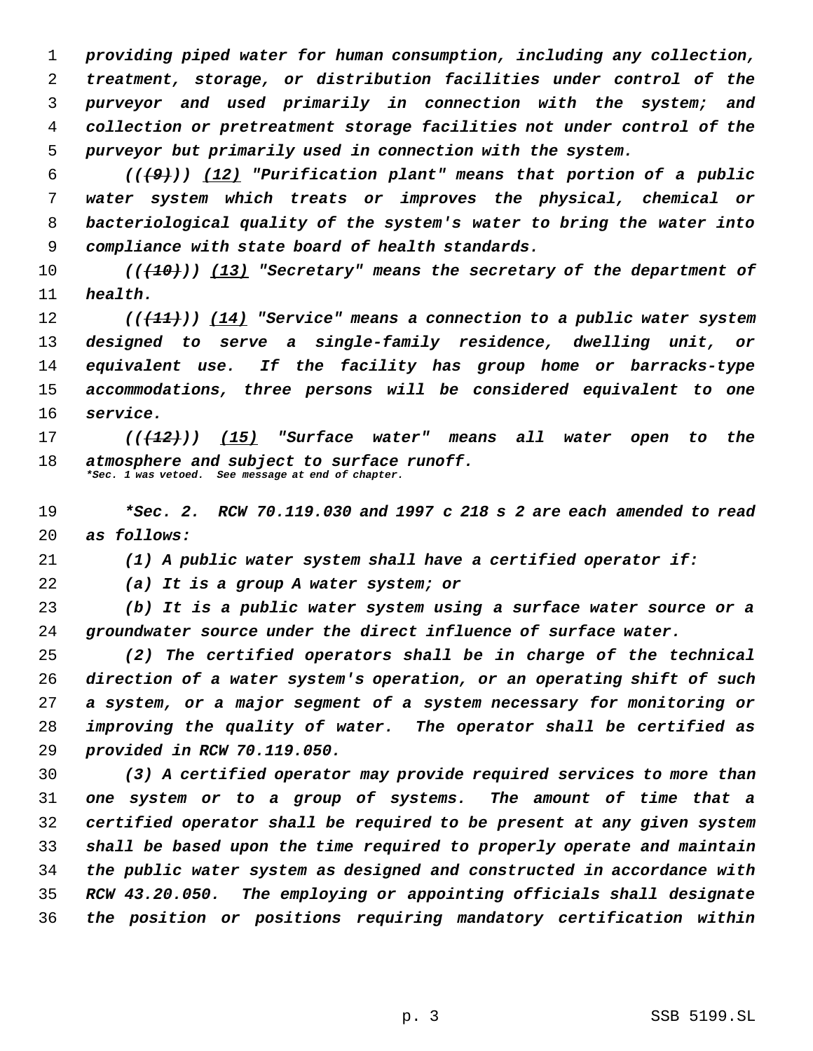*providing piped water for human consumption, including any collection, treatment, storage, or distribution facilities under control of the purveyor and used primarily in connection with the system; and collection or pretreatment storage facilities not under control of the purveyor but primarily used in connection with the system.*

*((~~(9)~~)) (12) "Purification plant" means that portion of a public water system which treats or improves the physical, chemical or bacteriological quality of the system's water to bring the water into compliance with state board of health standards.*

*((~~(10)~~)) (13) "Secretary" means the secretary of the department of health.*

*((~~(11)~~)) (14) "Service" means a connection to a public water system designed to serve a single-family residence, dwelling unit, or equivalent use. If the facility has group home or barracks-type accommodations, three persons will be considered equivalent to one service.*

*((~~(12)~~)) (15) "Surface water" means all water open to the atmosphere and subject to surface runoff.*
*\*Sec. 1 was vetoed. See message at end of chapter.*

*\*Sec. 2. RCW 70.119.030 and 1997 c 218 s 2 are each amended to read as follows:*

*(1) A public water system shall have a certified operator if:*

*(a) It is a group A water system; or*

*(b) It is a public water system using a surface water source or a groundwater source under the direct influence of surface water.*

*(2) The certified operators shall be in charge of the technical direction of a water system's operation, or an operating shift of such a system, or a major segment of a system necessary for monitoring or improving the quality of water. The operator shall be certified as provided in RCW 70.119.050.*

*(3) A certified operator may provide required services to more than one system or to a group of systems. The amount of time that a certified operator shall be required to be present at any given system shall be based upon the time required to properly operate and maintain the public water system as designed and constructed in accordance with RCW 43.20.050. The employing or appointing officials shall designate the position or positions requiring mandatory certification within*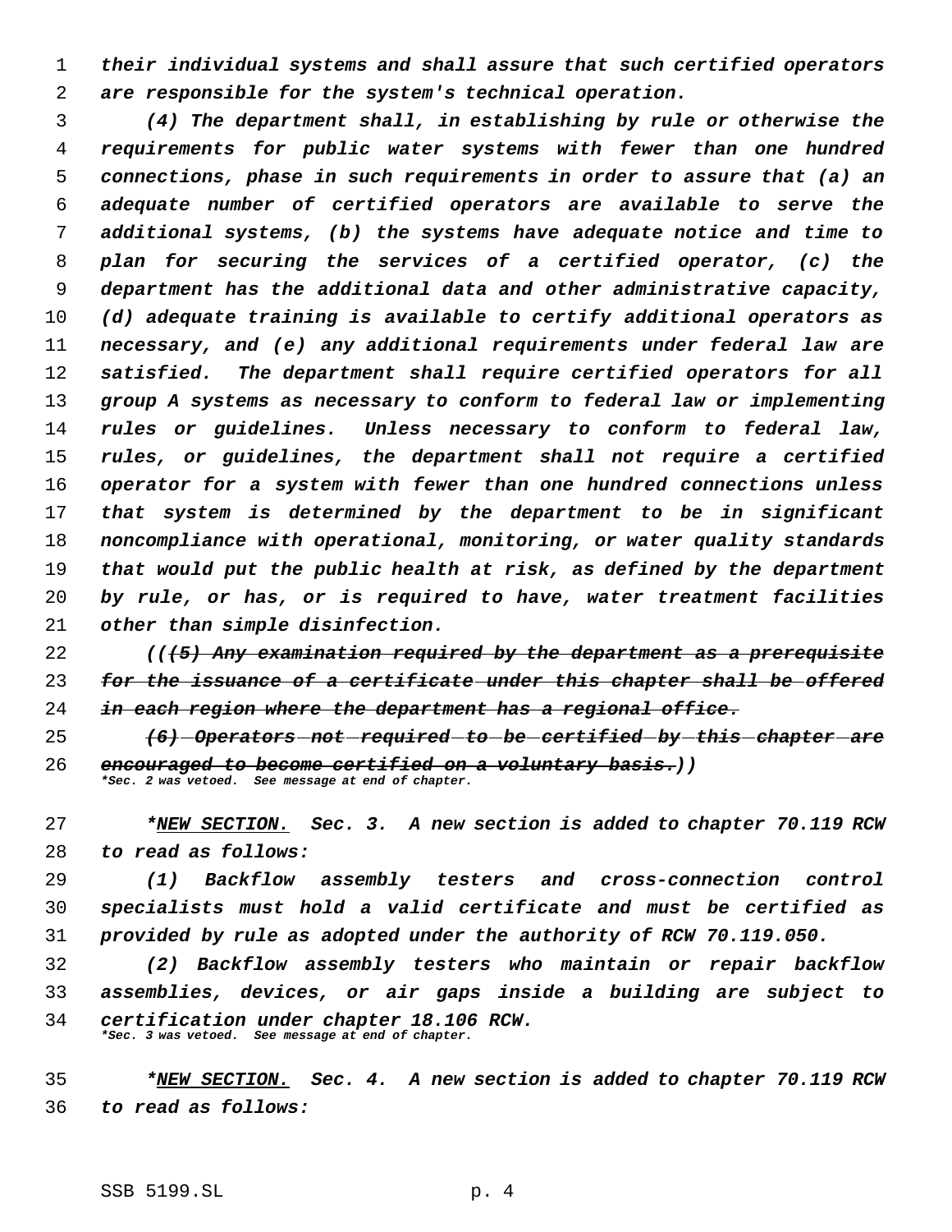*their individual systems and shall assure that such certified operators are responsible for the system's technical operation.*

*(4) The department shall, in establishing by rule or otherwise the requirements for public water systems with fewer than one hundred connections, phase in such requirements in order to assure that (a) an adequate number of certified operators are available to serve the additional systems, (b) the systems have adequate notice and time to plan for securing the services of a certified operator, (c) the department has the additional data and other administrative capacity, (d) adequate training is available to certify additional operators as necessary, and (e) any additional requirements under federal law are satisfied. The department shall require certified operators for all group A systems as necessary to conform to federal law or implementing rules or guidelines. Unless necessary to conform to federal law, rules, or guidelines, the department shall not require a certified operator for a system with fewer than one hundred connections unless that system is determined by the department to be in significant noncompliance with operational, monitoring, or water quality standards that would put the public health at risk, as defined by the department by rule, or has, or is required to have, water treatment facilities other than simple disinfection.*

*((~~(5) Any examination required by the department as a prerequisite for the issuance of a certificate under this chapter shall be offered in each region where the department has a regional office.~~*

*~~(6) Operators not required to be certified by this chapter are encouraged to become certified on a voluntary basis.~~))*
*\*Sec. 2 was vetoed. See message at end of chapter.*

*\*NEW SECTION. Sec. 3. A new section is added to chapter 70.119 RCW to read as follows:*

*(1) Backflow assembly testers and cross-connection control specialists must hold a valid certificate and must be certified as provided by rule as adopted under the authority of RCW 70.119.050.*

*(2) Backflow assembly testers who maintain or repair backflow assemblies, devices, or air gaps inside a building are subject to certification under chapter 18.106 RCW.*
*\*Sec. 3 was vetoed. See message at end of chapter.*

*\*NEW SECTION. Sec. 4. A new section is added to chapter 70.119 RCW to read as follows:*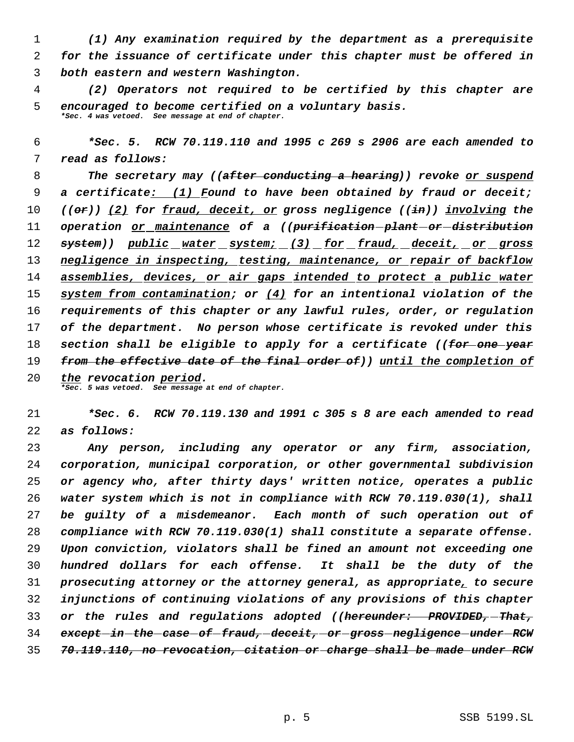(1) Any examination required by the department as a prerequisite for the issuance of certificate under this chapter must be offered in both eastern and western Washington.

(2) Operators not required to be certified by this chapter are encouraged to become certified on a voluntary basis.

*Sec. 4 was vetoed. See message at end of chapter.*

*Sec. 5. RCW 70.119.110 and 1995 c 269 s 2906 are each amended to read as follows:

The secretary may ((~~after conducting a hearing~~)) revoke or suspend a certificate: (1) Found to have been obtained by fraud or deceit; ((~~or~~)) (2) for fraud, deceit, or gross negligence ((~~in~~)) involving the operation or maintenance of a ((~~purification plant or distribution system~~)) public water system; (3) for fraud, deceit, or gross negligence in inspecting, testing, maintenance, or repair of backflow assemblies, devices, or air gaps intended to protect a public water system from contamination; or (4) for an intentional violation of the requirements of this chapter or any lawful rules, order, or regulation of the department. No person whose certificate is revoked under this section shall be eligible to apply for a certificate ((~~for one year from the effective date of the final order of~~)) until the completion of the revocation period.

*Sec. 5 was vetoed. See message at end of chapter.*

*Sec. 6. RCW 70.119.130 and 1991 c 305 s 8 are each amended to read as follows:

Any person, including any operator or any firm, association, corporation, municipal corporation, or other governmental subdivision or agency who, after thirty days' written notice, operates a public water system which is not in compliance with RCW 70.119.030(1), shall be guilty of a misdemeanor. Each month of such operation out of compliance with RCW 70.119.030(1) shall constitute a separate offense. Upon conviction, violators shall be fined an amount not exceeding one hundred dollars for each offense. It shall be the duty of the prosecuting attorney or the attorney general, as appropriate, to secure injunctions of continuing violations of any provisions of this chapter or the rules and regulations adopted ((~~hereunder: PROVIDED, That, except in the case of fraud, deceit, or gross negligence under RCW 70.119.110, no revocation, citation or charge shall be made under RCW~~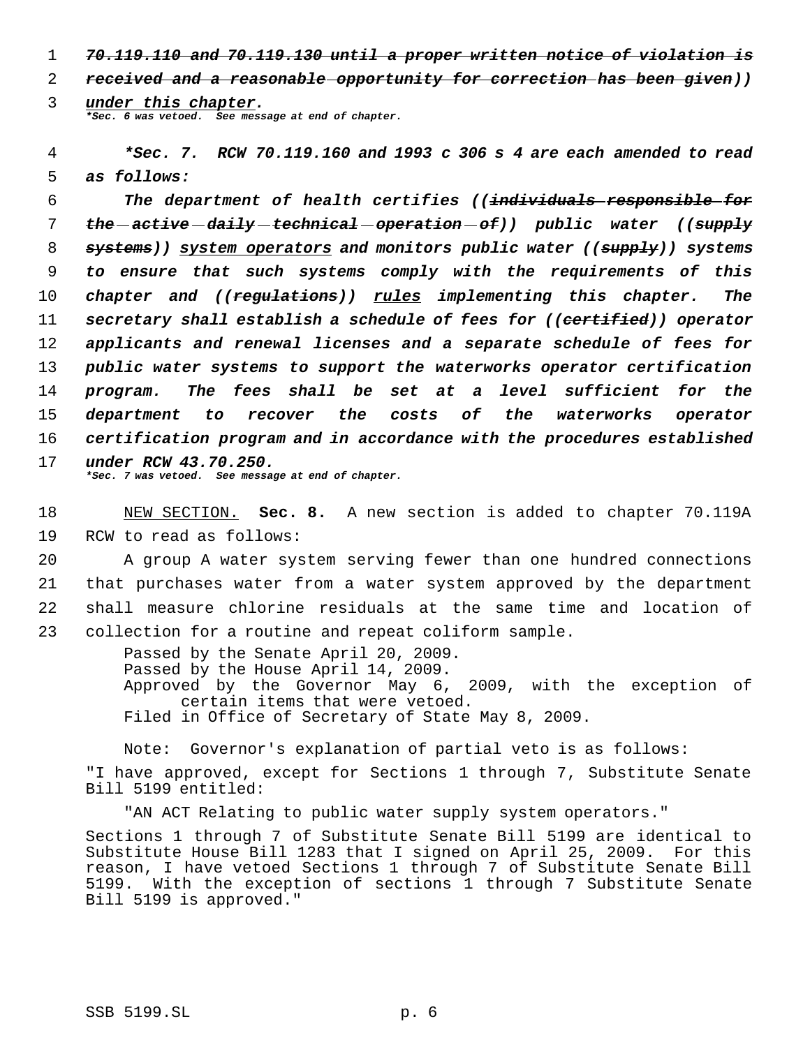*70.119.110 and 70.119.130 until a proper written notice of violation is received and a reasonable opportunity for correction has been given)) under this chapter.*

*\*Sec. 6 was vetoed. See message at end of chapter.*

***\*Sec. 7. RCW 70.119.160 and 1993 c 306 s 4 are each amended to read as follows:***

*The department of health certifies ((~~individuals responsible for the active daily technical operation of~~)) public water ((~~supply systems~~)) <u>system operators</u> and monitors public water ((~~supply~~)) systems to ensure that such systems comply with the requirements of this chapter and ((~~regulations~~)) <u>rules</u> implementing this chapter. The secretary shall establish a schedule of fees for ((~~certified~~)) operator applicants and renewal licenses and a separate schedule of fees for public water systems to support the waterworks operator certification program. The fees shall be set at a level sufficient for the department to recover the costs of the waterworks operator certification program and in accordance with the procedures established under RCW 43.70.250.*

*\*Sec. 7 was vetoed. See message at end of chapter.*

<u>NEW SECTION.</u> **Sec. 8.** A new section is added to chapter 70.119A RCW to read as follows:

A group A water system serving fewer than one hundred connections that purchases water from a water system approved by the department shall measure chlorine residuals at the same time and location of collection for a routine and repeat coliform sample.

Passed by the Senate April 20, 2009.
Passed by the House April 14, 2009.
Approved by the Governor May 6, 2009, with the exception of certain items that were vetoed.
Filed in Office of Secretary of State May 8, 2009.

Note: Governor's explanation of partial veto is as follows:

"I have approved, except for Sections 1 through 7, Substitute Senate Bill 5199 entitled:

"AN ACT Relating to public water supply system operators."

Sections 1 through 7 of Substitute Senate Bill 5199 are identical to Substitute House Bill 1283 that I signed on April 25, 2009. For this reason, I have vetoed Sections 1 through 7 of Substitute Senate Bill 5199. With the exception of sections 1 through 7 Substitute Senate Bill 5199 is approved."